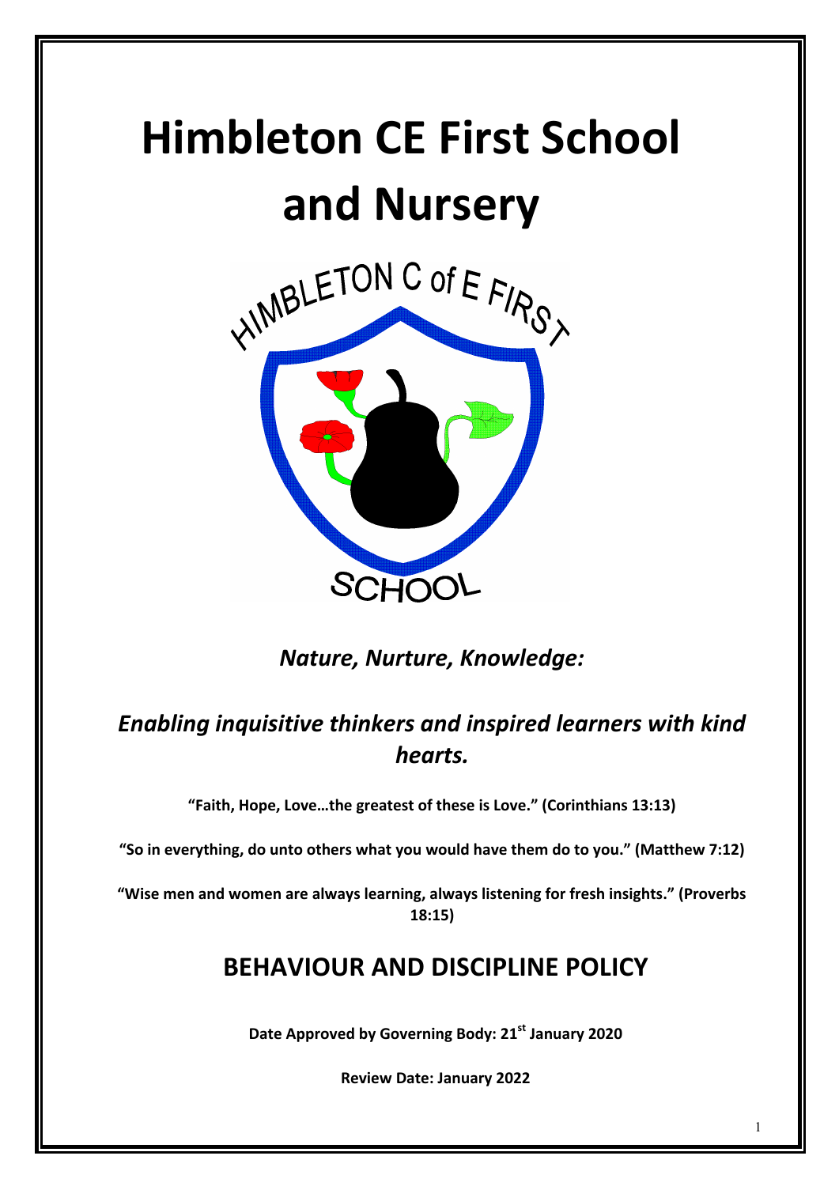# Himbleton CE First School and Nursery

*Nature, Nurture, Knowledge:*

*Enabling inquisitive thinkers and inspired learners with kind hearts.*

**"Faith, Hope, Love…the greatest of these is Love." (Corinthians 13:13)**

**"So in everything, do unto others what you would have them do to you." (Matthew 7:12)**

**"Wise men and women are always learning, always listening for fresh insights." (Proverbs 18:15)**

## BEHAVIOUR AND DISCIPLINE POLICY

**Date Approved by Governing Body: 21st January 2020**

**Review Date: January 2022**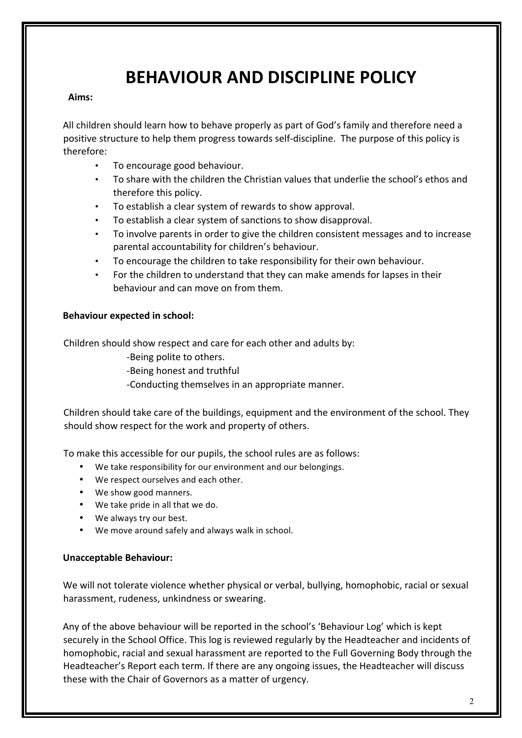# BEHAVIOUR AND DISCIPLINE POLICY

**Aims:**

All children should learn how to behave properly as part of God's family and therefore need a positive structure to help them progress towards self-discipline. The purpose of this policy is therefore:

- To encourage good behaviour.
- To share with the children the Christian values that underlie the school's ethos and therefore this policy.
- To establish a clear system of rewards to show approval.
- To establish a clear system of sanctions to show disapproval.
- To involve parents in order to give the children consistent messages and to increase parental accountability for children's behaviour.
- To encourage the children to take responsibility for their own behaviour.
- For the children to understand that they can make amends for lapses in their behaviour and can move on from them.

**Behaviour expected in school:**

Children should show respect and care for each other and adults by:

-Being polite to others.
-Being honest and truthful
-Conducting themselves in an appropriate manner.

Children should take care of the buildings, equipment and the environment of the school. They should show respect for the work and property of others.

To make this accessible for our pupils, the school rules are as follows:

- We take responsibility for our environment and our belongings.
- We respect ourselves and each other.
- We show good manners.
- We take pride in all that we do.
- We always try our best.
- We move around safely and always walk in school.

**Unacceptable Behaviour:**

We will not tolerate violence whether physical or verbal, bullying, homophobic, racial or sexual harassment, rudeness, unkindness or swearing.

Any of the above behaviour will be reported in the school's 'Behaviour Log' which is kept securely in the School Office. This log is reviewed regularly by the Headteacher and incidents of homophobic, racial and sexual harassment are reported to the Full Governing Body through the Headteacher's Report each term. If there are any ongoing issues, the Headteacher will discuss these with the Chair of Governors as a matter of urgency.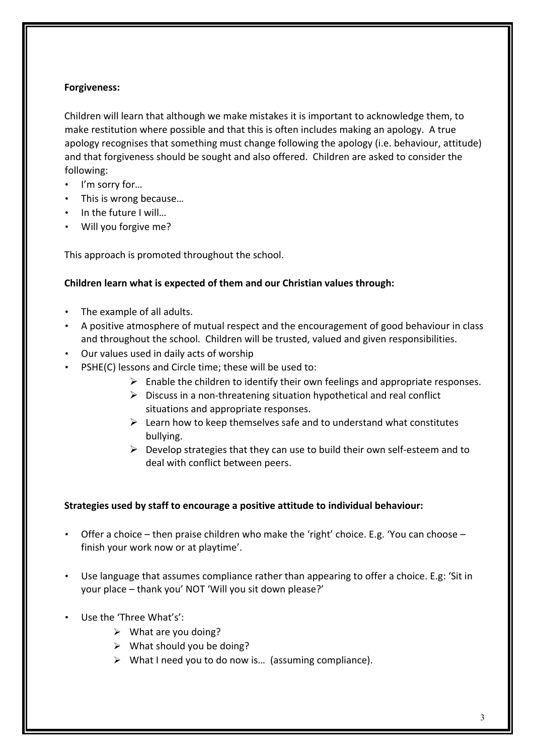**Forgiveness:**

Children will learn that although we make mistakes it is important to acknowledge them, to make restitution where possible and that this is often includes making an apology. A true apology recognises that something must change following the apology (i.e. behaviour, attitude) and that forgiveness should be sought and also offered. Children are asked to consider the following:

- I'm sorry for…
- This is wrong because…
- In the future I will…
- Will you forgive me?

This approach is promoted throughout the school.

**Children learn what is expected of them and our Christian values through:**

- The example of all adults.
- A positive atmosphere of mutual respect and the encouragement of good behaviour in class and throughout the school. Children will be trusted, valued and given responsibilities.
- Our values used in daily acts of worship
- PSHE(C) lessons and Circle time; these will be used to:
    - Enable the children to identify their own feelings and appropriate responses.
    - Discuss in a non-threatening situation hypothetical and real conflict situations and appropriate responses.
    - Learn how to keep themselves safe and to understand what constitutes bullying.
    - Develop strategies that they can use to build their own self-esteem and to deal with conflict between peers.

**Strategies used by staff to encourage a positive attitude to individual behaviour:**

- Offer a choice – then praise children who make the 'right' choice. E.g. 'You can choose – finish your work now or at playtime'.
- Use language that assumes compliance rather than appearing to offer a choice. E.g: 'Sit in your place – thank you' NOT 'Will you sit down please?'
- Use the 'Three What's':
    - What are you doing?
    - What should you be doing?
    - What I need you to do now is… (assuming compliance).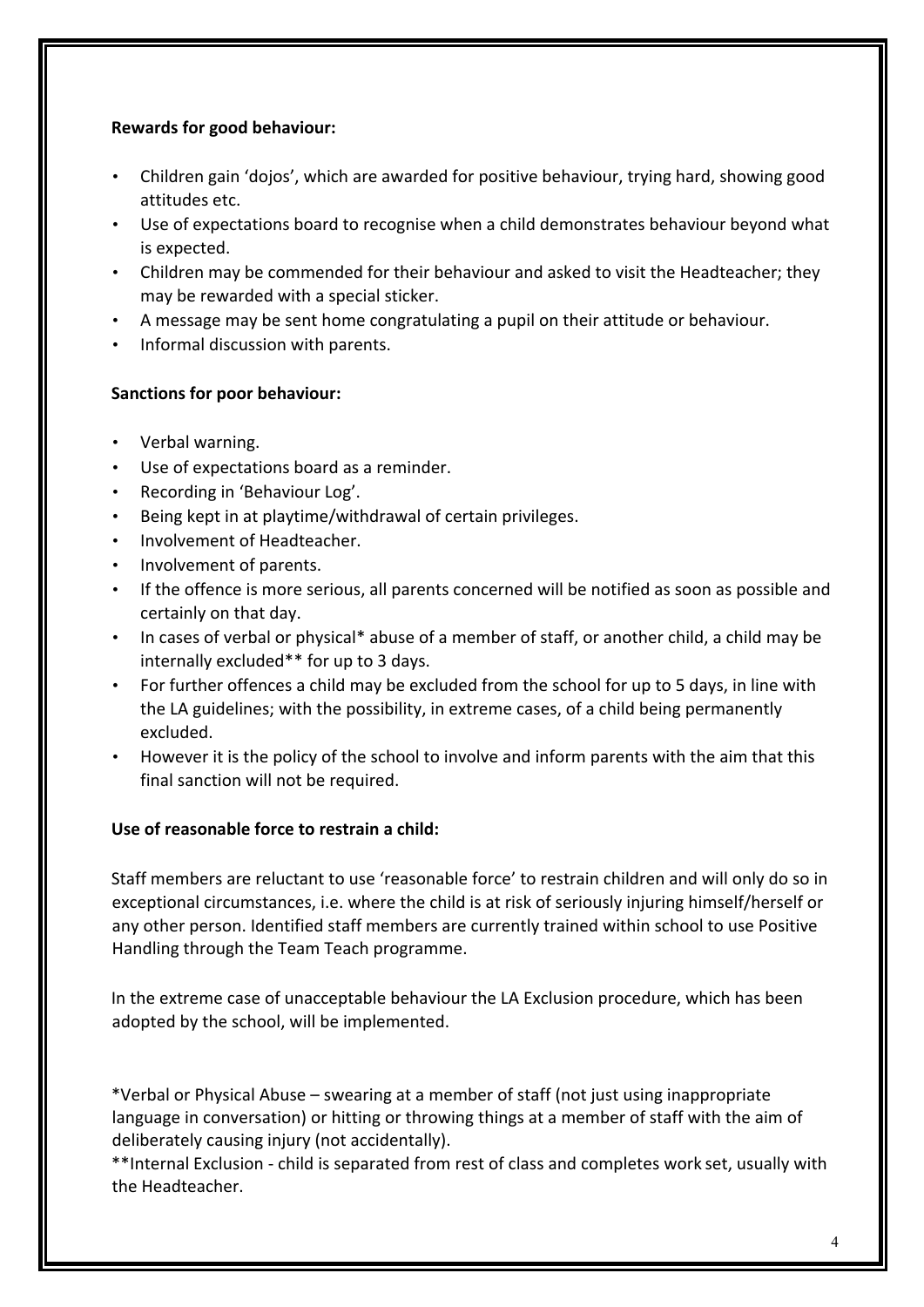**Rewards for good behaviour:**

- Children gain 'dojos', which are awarded for positive behaviour, trying hard, showing good attitudes etc.
- Use of expectations board to recognise when a child demonstrates behaviour beyond what is expected.
- Children may be commended for their behaviour and asked to visit the Headteacher; they may be rewarded with a special sticker.
- A message may be sent home congratulating a pupil on their attitude or behaviour.
- Informal discussion with parents.

**Sanctions for poor behaviour:**

- Verbal warning.
- Use of expectations board as a reminder.
- Recording in 'Behaviour Log'.
- Being kept in at playtime/withdrawal of certain privileges.
- Involvement of Headteacher.
- Involvement of parents.
- If the offence is more serious, all parents concerned will be notified as soon as possible and certainly on that day.
- In cases of verbal or physical* abuse of a member of staff, or another child, a child may be internally excluded** for up to 3 days.
- For further offences a child may be excluded from the school for up to 5 days, in line with the LA guidelines; with the possibility, in extreme cases, of a child being permanently excluded.
- However it is the policy of the school to involve and inform parents with the aim that this final sanction will not be required.

**Use of reasonable force to restrain a child:**

Staff members are reluctant to use 'reasonable force' to restrain children and will only do so in exceptional circumstances, i.e. where the child is at risk of seriously injuring himself/herself or any other person. Identified staff members are currently trained within school to use Positive Handling through the Team Teach programme.

In the extreme case of unacceptable behaviour the LA Exclusion procedure, which has been adopted by the school, will be implemented.

*Verbal or Physical Abuse – swearing at a member of staff (not just using inappropriate language in conversation) or hitting or throwing things at a member of staff with the aim of deliberately causing injury (not accidentally).

**Internal Exclusion - child is separated from rest of class and completes work set, usually with the Headteacher.